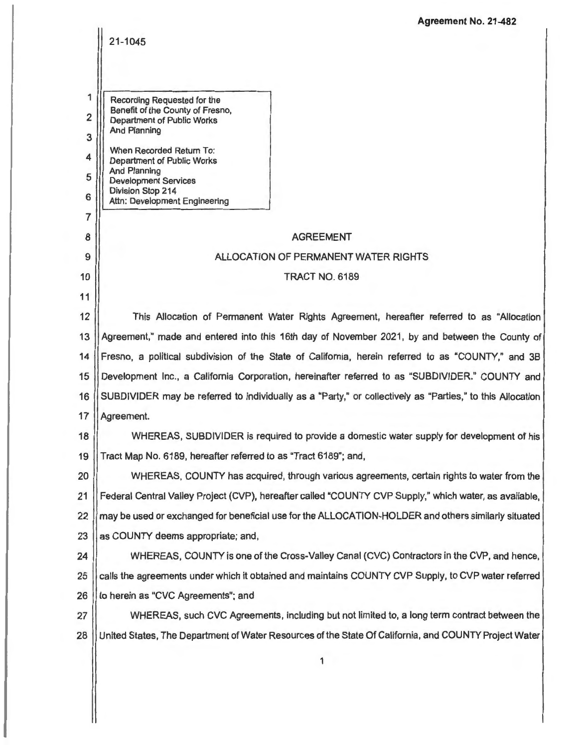**Agreement No. 21-482**

21-1045

Recording Requested for the
Benefit of the County of Fresno,
Department of Public Works
And Planning

When Recorded Return To:
Department of Public Works
And Planning
Development Services
Division Stop 214
Attn: Development Engineering

# AGREEMENT

## ALLOCATION OF PERMANENT WATER RIGHTS

## TRACT NO. 6189

This Allocation of Permanent Water Rights Agreement, hereafter referred to as "Allocation Agreement," made and entered into this 16th day of November 2021, by and between the County of Fresno, a political subdivision of the State of California, herein referred to as "COUNTY," and 3B Development Inc., a California Corporation, hereinafter referred to as "SUBDIVIDER." COUNTY and SUBDIVIDER may be referred to individually as a "Party," or collectively as "Parties," to this Allocation Agreement.

WHEREAS, SUBDIVIDER is required to provide a domestic water supply for development of his Tract Map No. 6189, hereafter referred to as "Tract 6189"; and,

WHEREAS, COUNTY has acquired, through various agreements, certain rights to water from the Federal Central Valley Project (CVP), hereafter called "COUNTY CVP Supply," which water, as available, may be used or exchanged for beneficial use for the ALLOCATION-HOLDER and others similarly situated as COUNTY deems appropriate; and,

WHEREAS, COUNTY is one of the Cross-Valley Canal (CVC) Contractors in the CVP, and hence, calls the agreements under which it obtained and maintains COUNTY CVP Supply, to CVP water referred to herein as "CVC Agreements"; and

WHEREAS, such CVC Agreements, including but not limited to, a long term contract between the United States, The Department of Water Resources of the State Of California, and COUNTY Project Water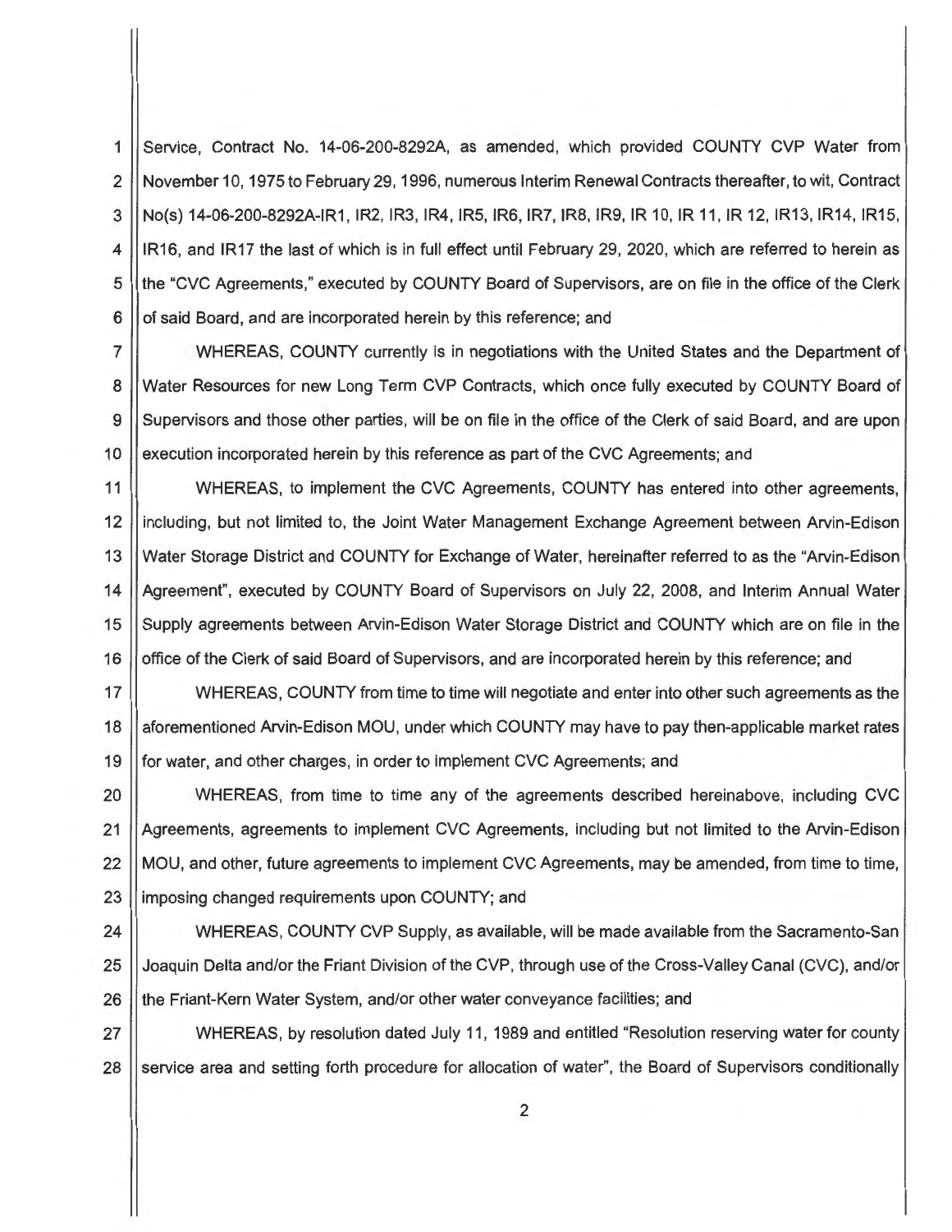Service, Contract No. 14-06-200-8292A, as amended, which provided COUNTY CVP Water from November 10, 1975 to February 29, 1996, numerous Interim Renewal Contracts thereafter, to wit, Contract No(s) 14-06-200-8292A-IR1, IR2, IR3, IR4, IR5, IR6, IR7, IR8, IR9, IR 10, IR 11, IR 12, IR13, IR14, IR15, IR16, and IR17 the last of which is in full effect until February 29, 2020, which are referred to herein as the "CVC Agreements," executed by COUNTY Board of Supervisors, are on file in the office of the Clerk of said Board, and are incorporated herein by this reference; and

WHEREAS, COUNTY currently is in negotiations with the United States and the Department of Water Resources for new Long Term CVP Contracts, which once fully executed by COUNTY Board of Supervisors and those other parties, will be on file in the office of the Clerk of said Board, and are upon execution incorporated herein by this reference as part of the CVC Agreements; and

WHEREAS, to implement the CVC Agreements, COUNTY has entered into other agreements, including, but not limited to, the Joint Water Management Exchange Agreement between Arvin-Edison Water Storage District and COUNTY for Exchange of Water, hereinafter referred to as the "Arvin-Edison Agreement", executed by COUNTY Board of Supervisors on July 22, 2008, and Interim Annual Water Supply agreements between Arvin-Edison Water Storage District and COUNTY which are on file in the office of the Clerk of said Board of Supervisors, and are incorporated herein by this reference; and

WHEREAS, COUNTY from time to time will negotiate and enter into other such agreements as the aforementioned Arvin-Edison MOU, under which COUNTY may have to pay then-applicable market rates for water, and other charges, in order to implement CVC Agreements; and

WHEREAS, from time to time any of the agreements described hereinabove, including CVC Agreements, agreements to implement CVC Agreements, including but not limited to the Arvin-Edison MOU, and other, future agreements to implement CVC Agreements, may be amended, from time to time, imposing changed requirements upon COUNTY; and

WHEREAS, COUNTY CVP Supply, as available, will be made available from the Sacramento-San Joaquin Delta and/or the Friant Division of the CVP, through use of the Cross-Valley Canal (CVC), and/or the Friant-Kern Water System, and/or other water conveyance facilities; and

WHEREAS, by resolution dated July 11, 1989 and entitled "Resolution reserving water for county service area and setting forth procedure for allocation of water", the Board of Supervisors conditionally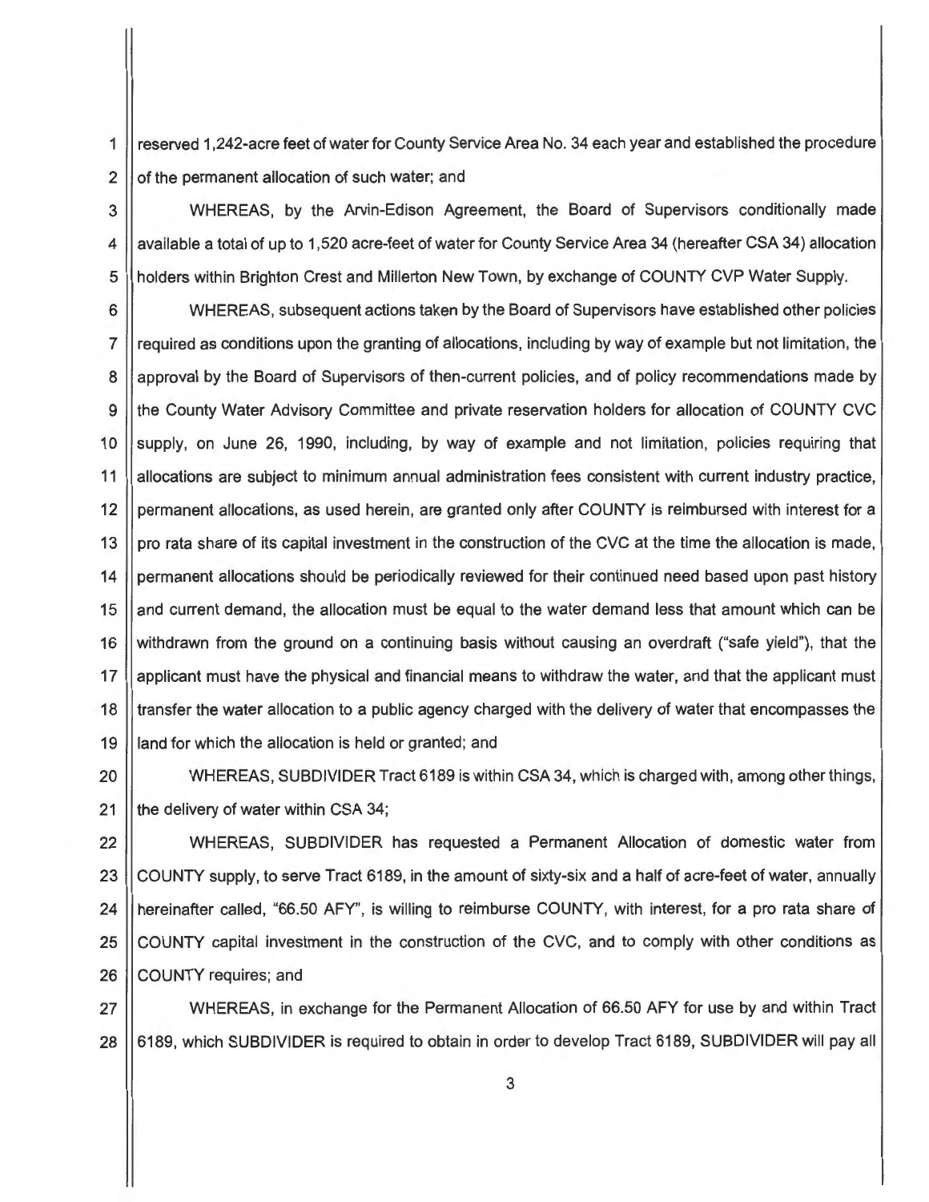reserved 1,242-acre feet of water for County Service Area No. 34 each year and established the procedure of the permanent allocation of such water; and

WHEREAS, by the Arvin-Edison Agreement, the Board of Supervisors conditionally made available a total of up to 1,520 acre-feet of water for County Service Area 34 (hereafter CSA 34) allocation holders within Brighton Crest and Millerton New Town, by exchange of COUNTY CVP Water Supply.

WHEREAS, subsequent actions taken by the Board of Supervisors have established other policies required as conditions upon the granting of allocations, including by way of example but not limitation, the approval by the Board of Supervisors of then-current policies, and of policy recommendations made by the County Water Advisory Committee and private reservation holders for allocation of COUNTY CVC supply, on June 26, 1990, including, by way of example and not limitation, policies requiring that allocations are subject to minimum annual administration fees consistent with current industry practice, permanent allocations, as used herein, are granted only after COUNTY is reimbursed with interest for a pro rata share of its capital investment in the construction of the CVC at the time the allocation is made, permanent allocations should be periodically reviewed for their continued need based upon past history and current demand, the allocation must be equal to the water demand less that amount which can be withdrawn from the ground on a continuing basis without causing an overdraft ("safe yield"), that the applicant must have the physical and financial means to withdraw the water, and that the applicant must transfer the water allocation to a public agency charged with the delivery of water that encompasses the land for which the allocation is held or granted; and

WHEREAS, SUBDIVIDER Tract 6189 is within CSA 34, which is charged with, among other things, the delivery of water within CSA 34;

WHEREAS, SUBDIVIDER has requested a Permanent Allocation of domestic water from COUNTY supply, to serve Tract 6189, in the amount of sixty-six and a half of acre-feet of water, annually hereinafter called, "66.50 AFY", is willing to reimburse COUNTY, with interest, for a pro rata share of COUNTY capital investment in the construction of the CVC, and to comply with other conditions as COUNTY requires; and

WHEREAS, in exchange for the Permanent Allocation of 66.50 AFY for use by and within Tract 6189, which SUBDIVIDER is required to obtain in order to develop Tract 6189, SUBDIVIDER will pay all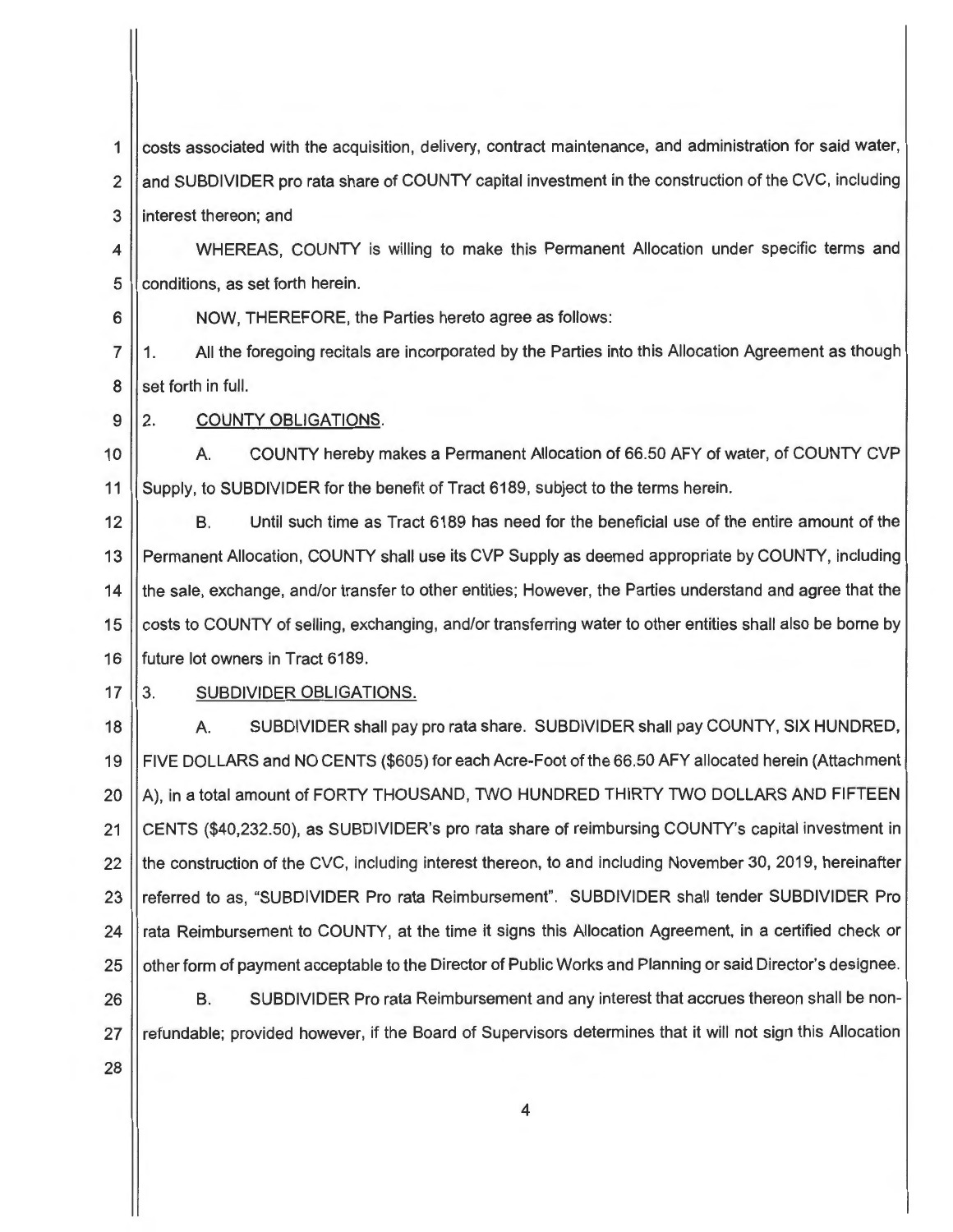costs associated with the acquisition, delivery, contract maintenance, and administration for said water, and SUBDIVIDER pro rata share of COUNTY capital investment in the construction of the CVC, including interest thereon; and

WHEREAS, COUNTY is willing to make this Permanent Allocation under specific terms and conditions, as set forth herein.

NOW, THEREFORE, the Parties hereto agree as follows:

1. All the foregoing recitals are incorporated by the Parties into this Allocation Agreement as though set forth in full.

2. COUNTY OBLIGATIONS.

A. COUNTY hereby makes a Permanent Allocation of 66.50 AFY of water, of COUNTY CVP Supply, to SUBDIVIDER for the benefit of Tract 6189, subject to the terms herein.

B. Until such time as Tract 6189 has need for the beneficial use of the entire amount of the Permanent Allocation, COUNTY shall use its CVP Supply as deemed appropriate by COUNTY, including the sale, exchange, and/or transfer to other entities; However, the Parties understand and agree that the costs to COUNTY of selling, exchanging, and/or transferring water to other entities shall also be borne by future lot owners in Tract 6189.

3. SUBDIVIDER OBLIGATIONS.

A. SUBDIVIDER shall pay pro rata share. SUBDIVIDER shall pay COUNTY, SIX HUNDRED, FIVE DOLLARS and NO CENTS ($605) for each Acre-Foot of the 66.50 AFY allocated herein (Attachment A), in a total amount of FORTY THOUSAND, TWO HUNDRED THIRTY TWO DOLLARS AND FIFTEEN CENTS ($40,232.50), as SUBDIVIDER's pro rata share of reimbursing COUNTY's capital investment in the construction of the CVC, including interest thereon, to and including November 30, 2019, hereinafter referred to as, "SUBDIVIDER Pro rata Reimbursement". SUBDIVIDER shall tender SUBDIVIDER Pro rata Reimbursement to COUNTY, at the time it signs this Allocation Agreement, in a certified check or other form of payment acceptable to the Director of Public Works and Planning or said Director's designee.

B. SUBDIVIDER Pro rata Reimbursement and any interest that accrues thereon shall be non-refundable; provided however, if the Board of Supervisors determines that it will not sign this Allocation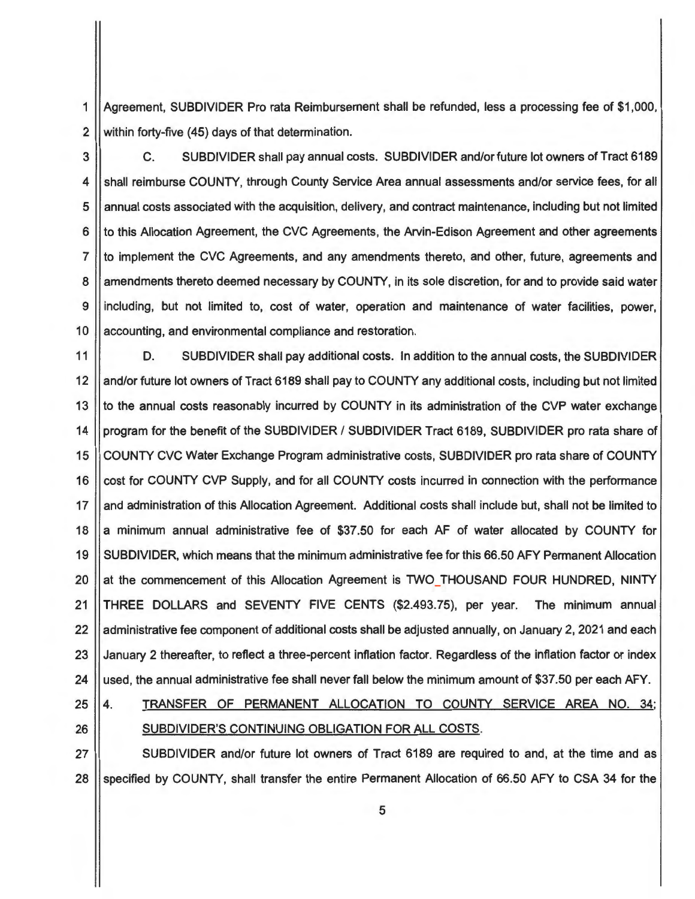Agreement, SUBDIVIDER Pro rata Reimbursement shall be refunded, less a processing fee of $1,000, within forty-five (45) days of that determination.

C. SUBDIVIDER shall pay annual costs. SUBDIVIDER and/or future lot owners of Tract 6189 shall reimburse COUNTY, through County Service Area annual assessments and/or service fees, for all annual costs associated with the acquisition, delivery, and contract maintenance, including but not limited to this Allocation Agreement, the CVC Agreements, the Arvin-Edison Agreement and other agreements to implement the CVC Agreements, and any amendments thereto, and other, future, agreements and amendments thereto deemed necessary by COUNTY, in its sole discretion, for and to provide said water including, but not limited to, cost of water, operation and maintenance of water facilities, power, accounting, and environmental compliance and restoration.

D. SUBDIVIDER shall pay additional costs. In addition to the annual costs, the SUBDIVIDER and/or future lot owners of Tract 6189 shall pay to COUNTY any additional costs, including but not limited to the annual costs reasonably incurred by COUNTY in its administration of the CVP water exchange program for the benefit of the SUBDIVIDER / SUBDIVIDER Tract 6189, SUBDIVIDER pro rata share of COUNTY CVC Water Exchange Program administrative costs, SUBDIVIDER pro rata share of COUNTY cost for COUNTY CVP Supply, and for all COUNTY costs incurred in connection with the performance and administration of this Allocation Agreement. Additional costs shall include but, shall not be limited to a minimum annual administrative fee of $37.50 for each AF of water allocated by COUNTY for SUBDIVIDER, which means that the minimum administrative fee for this 66.50 AFY Permanent Allocation at the commencement of this Allocation Agreement is TWO_THOUSAND FOUR HUNDRED, NINTY THREE DOLLARS and SEVENTY FIVE CENTS ($2.493.75), per year. The minimum annual administrative fee component of additional costs shall be adjusted annually, on January 2, 2021 and each January 2 thereafter, to reflect a three-percent inflation factor. Regardless of the inflation factor or index used, the annual administrative fee shall never fall below the minimum amount of $37.50 per each AFY.

4. <u>TRANSFER OF PERMANENT ALLOCATION TO COUNTY SERVICE AREA NO. 34; SUBDIVIDER'S CONTINUING OBLIGATION FOR ALL COSTS.</u>

SUBDIVIDER and/or future lot owners of Tract 6189 are required to and, at the time and as specified by COUNTY, shall transfer the entire Permanent Allocation of 66.50 AFY to CSA 34 for the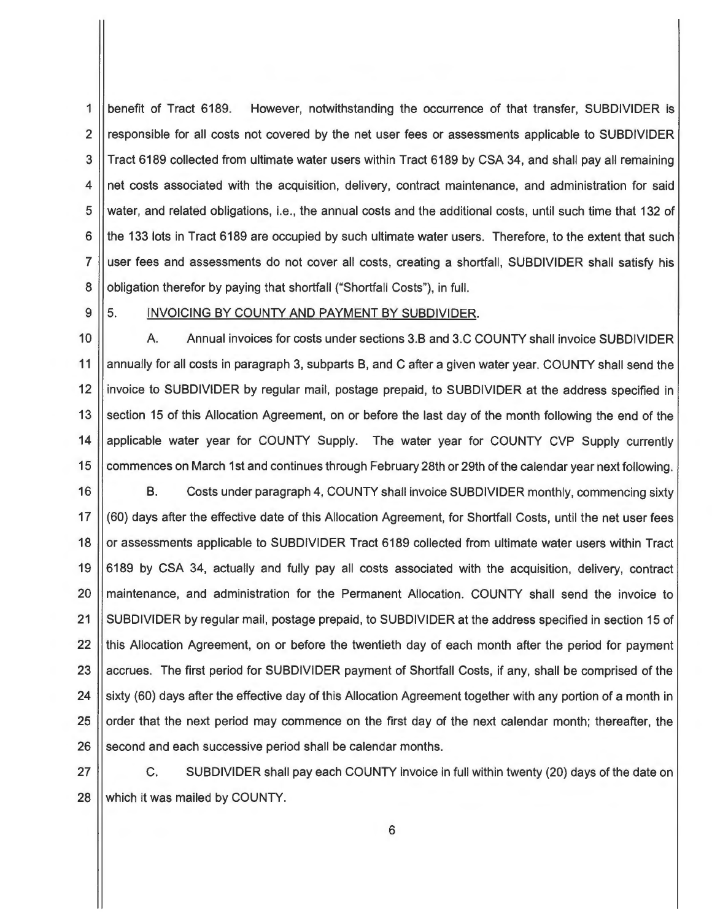benefit of Tract 6189. However, notwithstanding the occurrence of that transfer, SUBDIVIDER is responsible for all costs not covered by the net user fees or assessments applicable to SUBDIVIDER Tract 6189 collected from ultimate water users within Tract 6189 by CSA 34, and shall pay all remaining net costs associated with the acquisition, delivery, contract maintenance, and administration for said water, and related obligations, i.e., the annual costs and the additional costs, until such time that 132 of the 133 lots in Tract 6189 are occupied by such ultimate water users. Therefore, to the extent that such user fees and assessments do not cover all costs, creating a shortfall, SUBDIVIDER shall satisfy his obligation therefor by paying that shortfall ("Shortfall Costs"), in full.

5. <u>INVOICING BY COUNTY AND PAYMENT BY SUBDIVIDER</u>.

A. Annual invoices for costs under sections 3.B and 3.C COUNTY shall invoice SUBDIVIDER annually for all costs in paragraph 3, subparts B, and C after a given water year. COUNTY shall send the invoice to SUBDIVIDER by regular mail, postage prepaid, to SUBDIVIDER at the address specified in section 15 of this Allocation Agreement, on or before the last day of the month following the end of the applicable water year for COUNTY Supply. The water year for COUNTY CVP Supply currently commences on March 1st and continues through February 28th or 29th of the calendar year next following.

B. Costs under paragraph 4, COUNTY shall invoice SUBDIVIDER monthly, commencing sixty (60) days after the effective date of this Allocation Agreement, for Shortfall Costs, until the net user fees or assessments applicable to SUBDIVIDER Tract 6189 collected from ultimate water users within Tract 6189 by CSA 34, actually and fully pay all costs associated with the acquisition, delivery, contract maintenance, and administration for the Permanent Allocation. COUNTY shall send the invoice to SUBDIVIDER by regular mail, postage prepaid, to SUBDIVIDER at the address specified in section 15 of this Allocation Agreement, on or before the twentieth day of each month after the period for payment accrues. The first period for SUBDIVIDER payment of Shortfall Costs, if any, shall be comprised of the sixty (60) days after the effective day of this Allocation Agreement together with any portion of a month in order that the next period may commence on the first day of the next calendar month; thereafter, the second and each successive period shall be calendar months.

C. SUBDIVIDER shall pay each COUNTY invoice in full within twenty (20) days of the date on which it was mailed by COUNTY.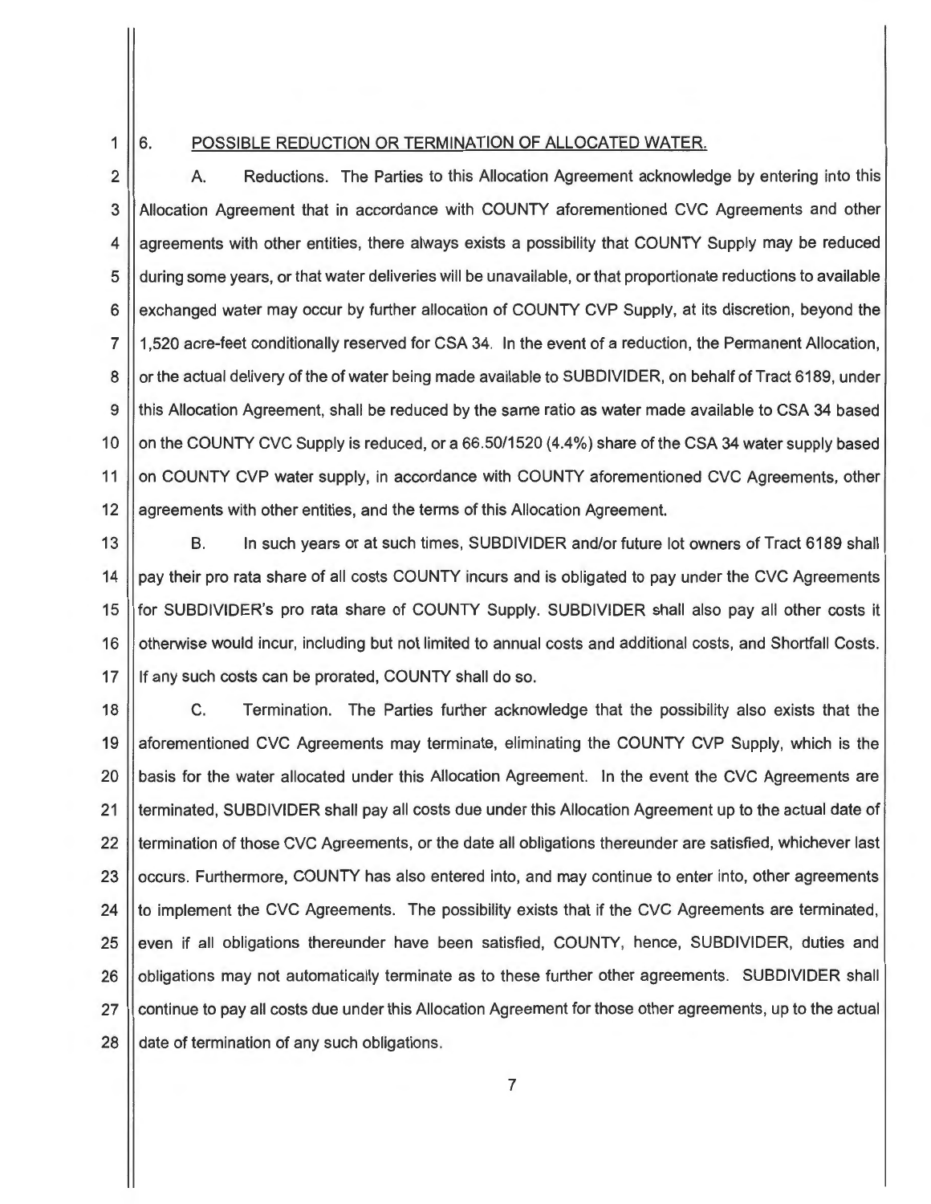## 6. POSSIBLE REDUCTION OR TERMINATION OF ALLOCATED WATER.

A. Reductions. The Parties to this Allocation Agreement acknowledge by entering into this Allocation Agreement that in accordance with COUNTY aforementioned CVC Agreements and other agreements with other entities, there always exists a possibility that COUNTY Supply may be reduced during some years, or that water deliveries will be unavailable, or that proportionate reductions to available exchanged water may occur by further allocation of COUNTY CVP Supply, at its discretion, beyond the 1,520 acre-feet conditionally reserved for CSA 34. In the event of a reduction, the Permanent Allocation, or the actual delivery of the of water being made available to SUBDIVIDER, on behalf of Tract 6189, under this Allocation Agreement, shall be reduced by the same ratio as water made available to CSA 34 based on the COUNTY CVC Supply is reduced, or a 66.50/1520 (4.4%) share of the CSA 34 water supply based on COUNTY CVP water supply, in accordance with COUNTY aforementioned CVC Agreements, other agreements with other entities, and the terms of this Allocation Agreement.

B. In such years or at such times, SUBDIVIDER and/or future lot owners of Tract 6189 shall pay their pro rata share of all costs COUNTY incurs and is obligated to pay under the CVC Agreements for SUBDIVIDER's pro rata share of COUNTY Supply. SUBDIVIDER shall also pay all other costs it otherwise would incur, including but not limited to annual costs and additional costs, and Shortfall Costs. If any such costs can be prorated, COUNTY shall do so.

C. Termination. The Parties further acknowledge that the possibility also exists that the aforementioned CVC Agreements may terminate, eliminating the COUNTY CVP Supply, which is the basis for the water allocated under this Allocation Agreement. In the event the CVC Agreements are terminated, SUBDIVIDER shall pay all costs due under this Allocation Agreement up to the actual date of termination of those CVC Agreements, or the date all obligations thereunder are satisfied, whichever last occurs. Furthermore, COUNTY has also entered into, and may continue to enter into, other agreements to implement the CVC Agreements. The possibility exists that if the CVC Agreements are terminated, even if all obligations thereunder have been satisfied, COUNTY, hence, SUBDIVIDER, duties and obligations may not automatically terminate as to these further other agreements. SUBDIVIDER shall continue to pay all costs due under this Allocation Agreement for those other agreements, up to the actual date of termination of any such obligations.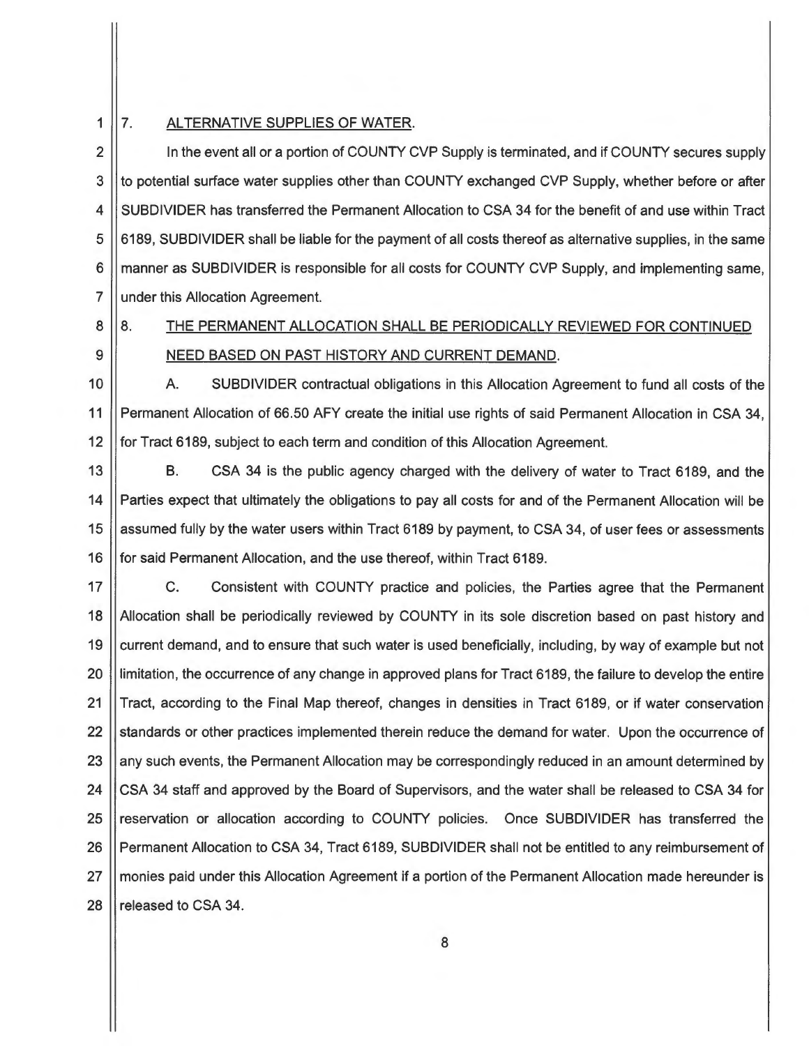## 7. ALTERNATIVE SUPPLIES OF WATER.

In the event all or a portion of COUNTY CVP Supply is terminated, and if COUNTY secures supply to potential surface water supplies other than COUNTY exchanged CVP Supply, whether before or after SUBDIVIDER has transferred the Permanent Allocation to CSA 34 for the benefit of and use within Tract 6189, SUBDIVIDER shall be liable for the payment of all costs thereof as alternative supplies, in the same manner as SUBDIVIDER is responsible for all costs for COUNTY CVP Supply, and implementing same, under this Allocation Agreement.

## 8. THE PERMANENT ALLOCATION SHALL BE PERIODICALLY REVIEWED FOR CONTINUED NEED BASED ON PAST HISTORY AND CURRENT DEMAND.

A. SUBDIVIDER contractual obligations in this Allocation Agreement to fund all costs of the Permanent Allocation of 66.50 AFY create the initial use rights of said Permanent Allocation in CSA 34, for Tract 6189, subject to each term and condition of this Allocation Agreement.

B. CSA 34 is the public agency charged with the delivery of water to Tract 6189, and the Parties expect that ultimately the obligations to pay all costs for and of the Permanent Allocation will be assumed fully by the water users within Tract 6189 by payment, to CSA 34, of user fees or assessments for said Permanent Allocation, and the use thereof, within Tract 6189.

C. Consistent with COUNTY practice and policies, the Parties agree that the Permanent Allocation shall be periodically reviewed by COUNTY in its sole discretion based on past history and current demand, and to ensure that such water is used beneficially, including, by way of example but not limitation, the occurrence of any change in approved plans for Tract 6189, the failure to develop the entire Tract, according to the Final Map thereof, changes in densities in Tract 6189, or if water conservation standards or other practices implemented therein reduce the demand for water. Upon the occurrence of any such events, the Permanent Allocation may be correspondingly reduced in an amount determined by CSA 34 staff and approved by the Board of Supervisors, and the water shall be released to CSA 34 for reservation or allocation according to COUNTY policies. Once SUBDIVIDER has transferred the Permanent Allocation to CSA 34, Tract 6189, SUBDIVIDER shall not be entitled to any reimbursement of monies paid under this Allocation Agreement if a portion of the Permanent Allocation made hereunder is released to CSA 34.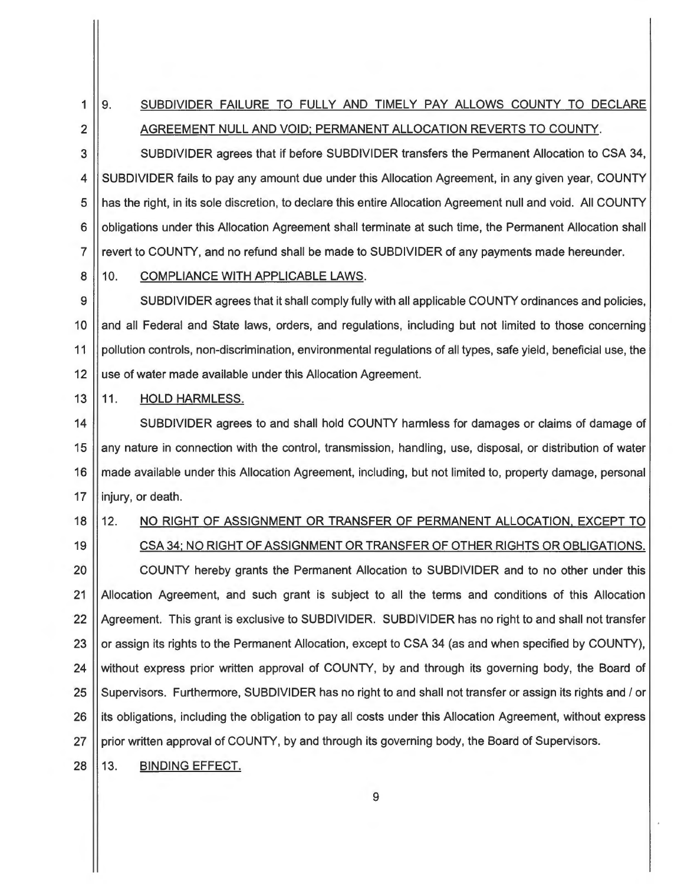## 9. SUBDIVIDER FAILURE TO FULLY AND TIMELY PAY ALLOWS COUNTY TO DECLARE AGREEMENT NULL AND VOID; PERMANENT ALLOCATION REVERTS TO COUNTY.

SUBDIVIDER agrees that if before SUBDIVIDER transfers the Permanent Allocation to CSA 34, SUBDIVIDER fails to pay any amount due under this Allocation Agreement, in any given year, COUNTY has the right, in its sole discretion, to declare this entire Allocation Agreement null and void. All COUNTY obligations under this Allocation Agreement shall terminate at such time, the Permanent Allocation shall revert to COUNTY, and no refund shall be made to SUBDIVIDER of any payments made hereunder.

## 10. COMPLIANCE WITH APPLICABLE LAWS.

SUBDIVIDER agrees that it shall comply fully with all applicable COUNTY ordinances and policies, and all Federal and State laws, orders, and regulations, including but not limited to those concerning pollution controls, non-discrimination, environmental regulations of all types, safe yield, beneficial use, the use of water made available under this Allocation Agreement.

## 11. HOLD HARMLESS.

SUBDIVIDER agrees to and shall hold COUNTY harmless for damages or claims of damage of any nature in connection with the control, transmission, handling, use, disposal, or distribution of water made available under this Allocation Agreement, including, but not limited to, property damage, personal injury, or death.

## 12. NO RIGHT OF ASSIGNMENT OR TRANSFER OF PERMANENT ALLOCATION, EXCEPT TO CSA 34; NO RIGHT OF ASSIGNMENT OR TRANSFER OF OTHER RIGHTS OR OBLIGATIONS.

COUNTY hereby grants the Permanent Allocation to SUBDIVIDER and to no other under this Allocation Agreement, and such grant is subject to all the terms and conditions of this Allocation Agreement. This grant is exclusive to SUBDIVIDER. SUBDIVIDER has no right to and shall not transfer or assign its rights to the Permanent Allocation, except to CSA 34 (as and when specified by COUNTY), without express prior written approval of COUNTY, by and through its governing body, the Board of Supervisors. Furthermore, SUBDIVIDER has no right to and shall not transfer or assign its rights and / or its obligations, including the obligation to pay all costs under this Allocation Agreement, without express prior written approval of COUNTY, by and through its governing body, the Board of Supervisors.

## 13. BINDING EFFECT.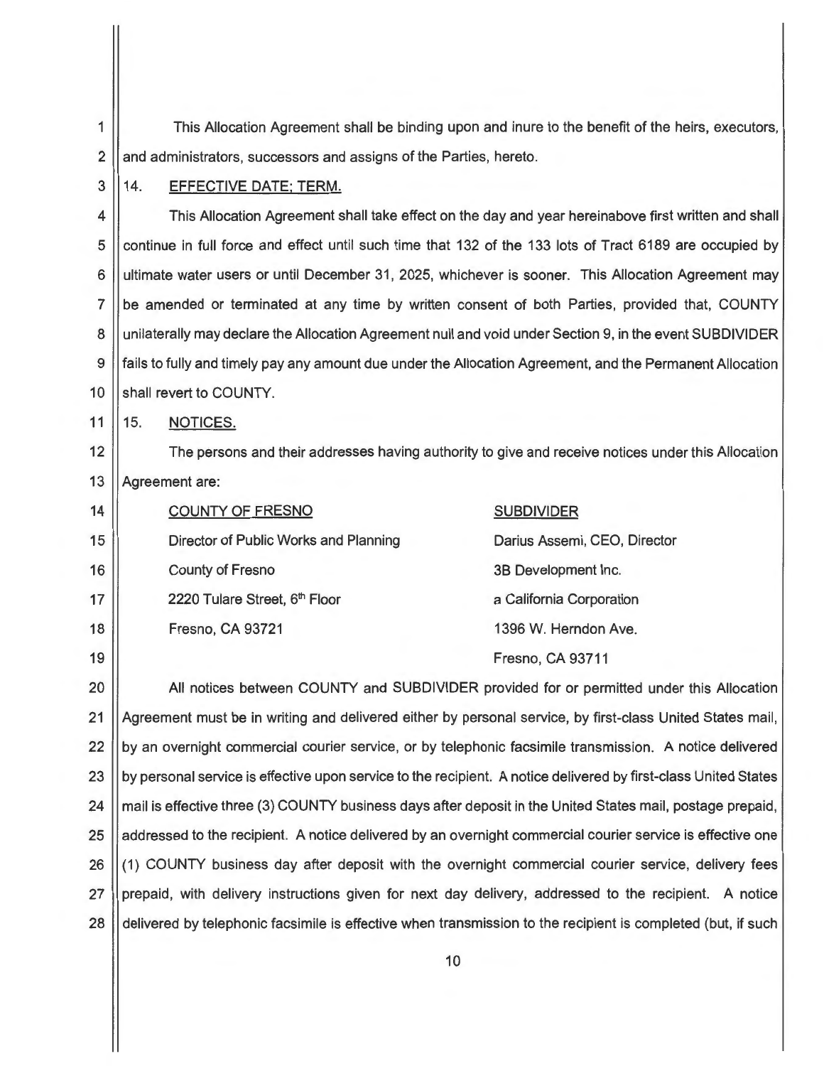This Allocation Agreement shall be binding upon and inure to the benefit of the heirs, executors, and administrators, successors and assigns of the Parties, hereto.

14. EFFECTIVE DATE; TERM.

This Allocation Agreement shall take effect on the day and year hereinabove first written and shall continue in full force and effect until such time that 132 of the 133 lots of Tract 6189 are occupied by ultimate water users or until December 31, 2025, whichever is sooner. This Allocation Agreement may be amended or terminated at any time by written consent of both Parties, provided that, COUNTY unilaterally may declare the Allocation Agreement null and void under Section 9, in the event SUBDIVIDER fails to fully and timely pay any amount due under the Allocation Agreement, and the Permanent Allocation shall revert to COUNTY.

15. NOTICES.

The persons and their addresses having authority to give and receive notices under this Allocation Agreement are:

| COUNTY OF FRESNO | SUBDIVIDER |
|---|---|
| Director of Public Works and Planning | Darius Assemi, CEO, Director |
| County of Fresno | 3B Development Inc. |
| 2220 Tulare Street, 6th Floor | a California Corporation |
| Fresno, CA 93721 | 1396 W. Herndon Ave. |
| | Fresno, CA 93711 |

All notices between COUNTY and SUBDIVIDER provided for or permitted under this Allocation Agreement must be in writing and delivered either by personal service, by first-class United States mail, by an overnight commercial courier service, or by telephonic facsimile transmission. A notice delivered by personal service is effective upon service to the recipient. A notice delivered by first-class United States mail is effective three (3) COUNTY business days after deposit in the United States mail, postage prepaid, addressed to the recipient. A notice delivered by an overnight commercial courier service is effective one (1) COUNTY business day after deposit with the overnight commercial courier service, delivery fees prepaid, with delivery instructions given for next day delivery, addressed to the recipient. A notice delivered by telephonic facsimile is effective when transmission to the recipient is completed (but, if such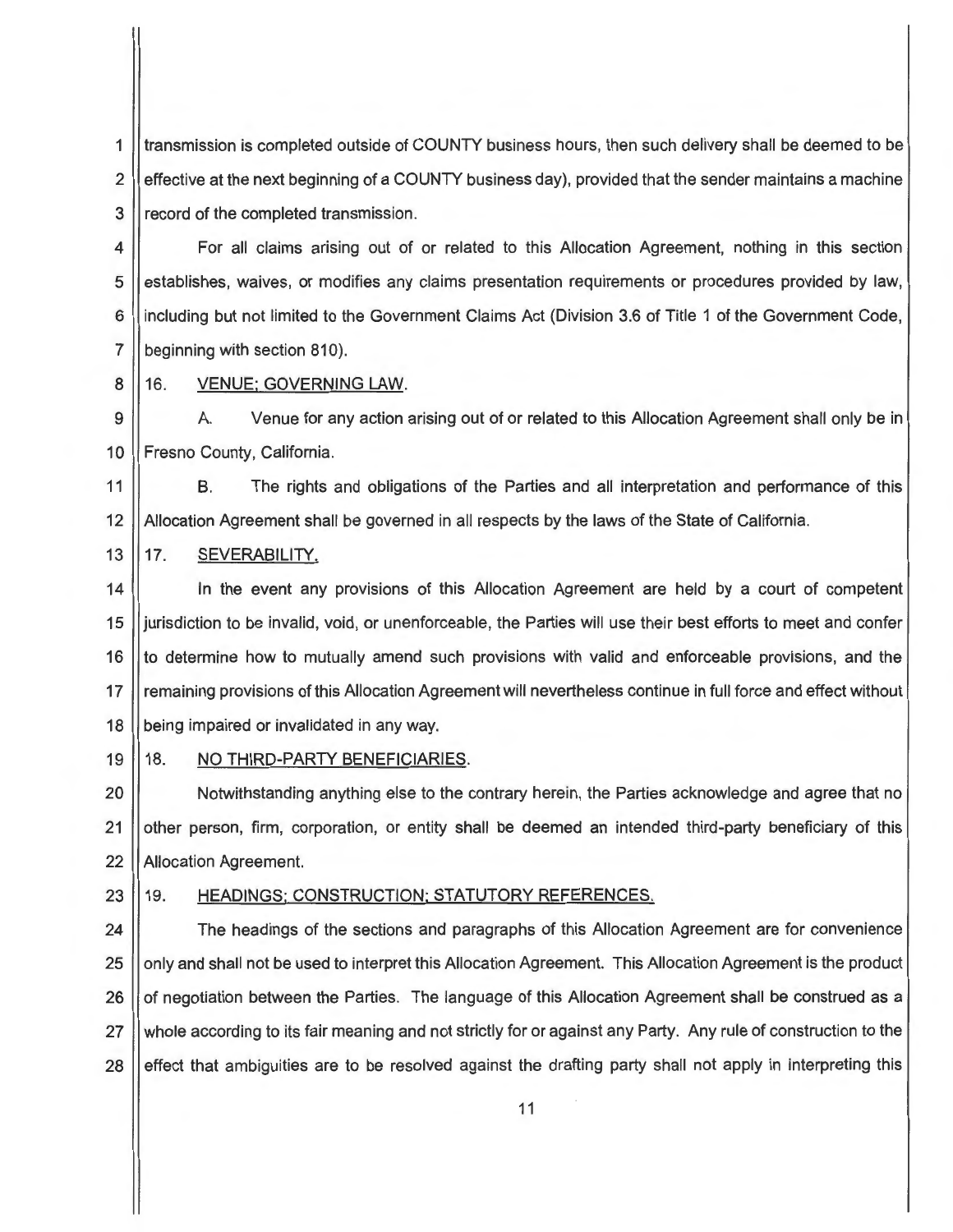transmission is completed outside of COUNTY business hours, then such delivery shall be deemed to be effective at the next beginning of a COUNTY business day), provided that the sender maintains a machine record of the completed transmission.

For all claims arising out of or related to this Allocation Agreement, nothing in this section establishes, waives, or modifies any claims presentation requirements or procedures provided by law, including but not limited to the Government Claims Act (Division 3.6 of Title 1 of the Government Code, beginning with section 810).

16. <u>VENUE; GOVERNING LAW</u>.

A. Venue for any action arising out of or related to this Allocation Agreement shall only be in Fresno County, California.

B. The rights and obligations of the Parties and all interpretation and performance of this Allocation Agreement shall be governed in all respects by the laws of the State of California.

17. <u>SEVERABILITY.</u>

In the event any provisions of this Allocation Agreement are held by a court of competent jurisdiction to be invalid, void, or unenforceable, the Parties will use their best efforts to meet and confer to determine how to mutually amend such provisions with valid and enforceable provisions, and the remaining provisions of this Allocation Agreement will nevertheless continue in full force and effect without being impaired or invalidated in any way.

18. <u>NO THIRD-PARTY BENEFICIARIES</u>.

Notwithstanding anything else to the contrary herein, the Parties acknowledge and agree that no other person, firm, corporation, or entity shall be deemed an intended third-party beneficiary of this Allocation Agreement.

19. <u>HEADINGS; CONSTRUCTION; STATUTORY REFERENCES.</u>

The headings of the sections and paragraphs of this Allocation Agreement are for convenience only and shall not be used to interpret this Allocation Agreement. This Allocation Agreement is the product of negotiation between the Parties. The language of this Allocation Agreement shall be construed as a whole according to its fair meaning and not strictly for or against any Party. Any rule of construction to the effect that ambiguities are to be resolved against the drafting party shall not apply in interpreting this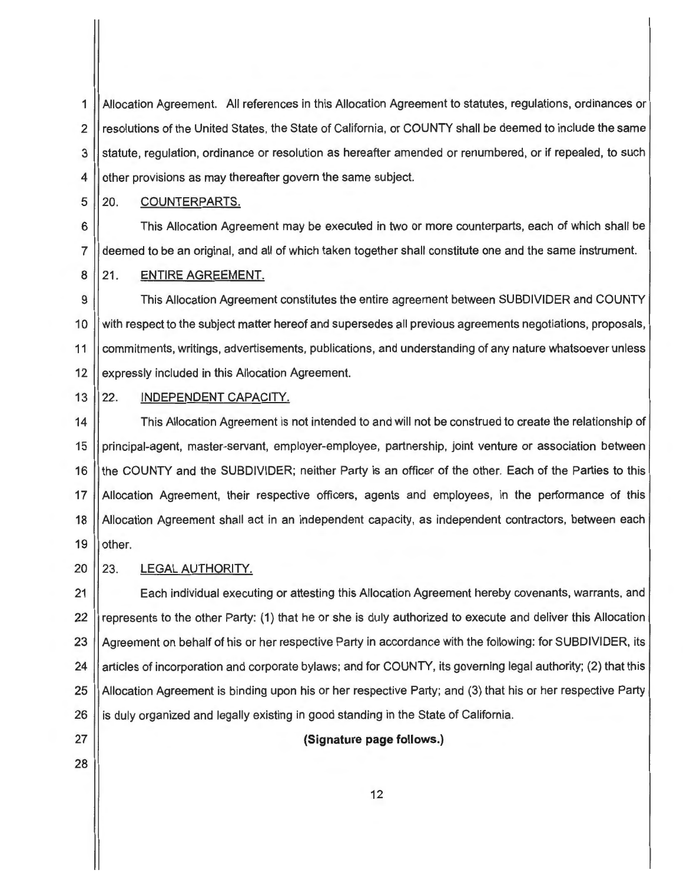Allocation Agreement. All references in this Allocation Agreement to statutes, regulations, ordinances or resolutions of the United States, the State of California, or COUNTY shall be deemed to include the same statute, regulation, ordinance or resolution as hereafter amended or renumbered, or if repealed, to such other provisions as may thereafter govern the same subject.

20. COUNTERPARTS.

This Allocation Agreement may be executed in two or more counterparts, each of which shall be deemed to be an original, and all of which taken together shall constitute one and the same instrument.

21. ENTIRE AGREEMENT.

This Allocation Agreement constitutes the entire agreement between SUBDIVIDER and COUNTY with respect to the subject matter hereof and supersedes all previous agreements negotiations, proposals, commitments, writings, advertisements, publications, and understanding of any nature whatsoever unless expressly included in this Allocation Agreement.

22. INDEPENDENT CAPACITY.

This Allocation Agreement is not intended to and will not be construed to create the relationship of principal-agent, master-servant, employer-employee, partnership, joint venture or association between the COUNTY and the SUBDIVIDER; neither Party is an officer of the other. Each of the Parties to this Allocation Agreement, their respective officers, agents and employees, in the performance of this Allocation Agreement shall act in an independent capacity, as independent contractors, between each other.

23. LEGAL AUTHORITY.

Each individual executing or attesting this Allocation Agreement hereby covenants, warrants, and represents to the other Party: (1) that he or she is duly authorized to execute and deliver this Allocation Agreement on behalf of his or her respective Party in accordance with the following: for SUBDIVIDER, its articles of incorporation and corporate bylaws; and for COUNTY, its governing legal authority; (2) that this Allocation Agreement is binding upon his or her respective Party; and (3) that his or her respective Party is duly organized and legally existing in good standing in the State of California.

**(Signature page follows.)**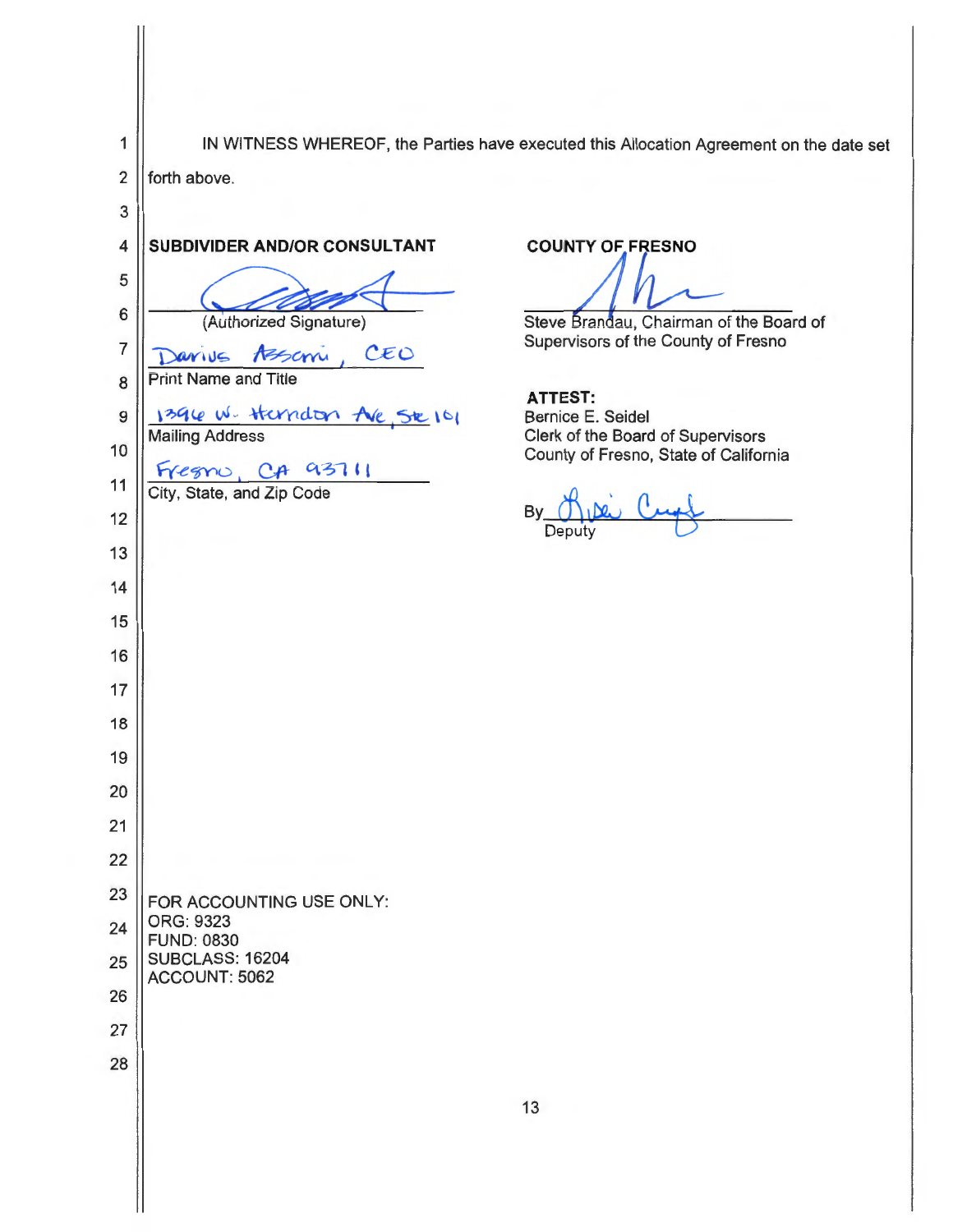IN WITNESS WHEREOF, the Parties have executed this Allocation Agreement on the date set forth above.

**SUBDIVIDER AND/OR CONSULTANT**

_______________________________
(Authorized Signature)

Darius Assemi, CEO
Print Name and Title

1396 W. Herndon Ave, Ste 101
Mailing Address

Fresno, CA 93711
City, State, and Zip Code

**COUNTY OF FRESNO**

_______________________________
Steve Brandau, Chairman of the Board of Supervisors of the County of Fresno

**ATTEST:**
Bernice E. Seidel
Clerk of the Board of Supervisors
County of Fresno, State of California

By_______________________________
Deputy

FOR ACCOUNTING USE ONLY:
ORG: 9323
FUND: 0830
SUBCLASS: 16204
ACCOUNT: 5062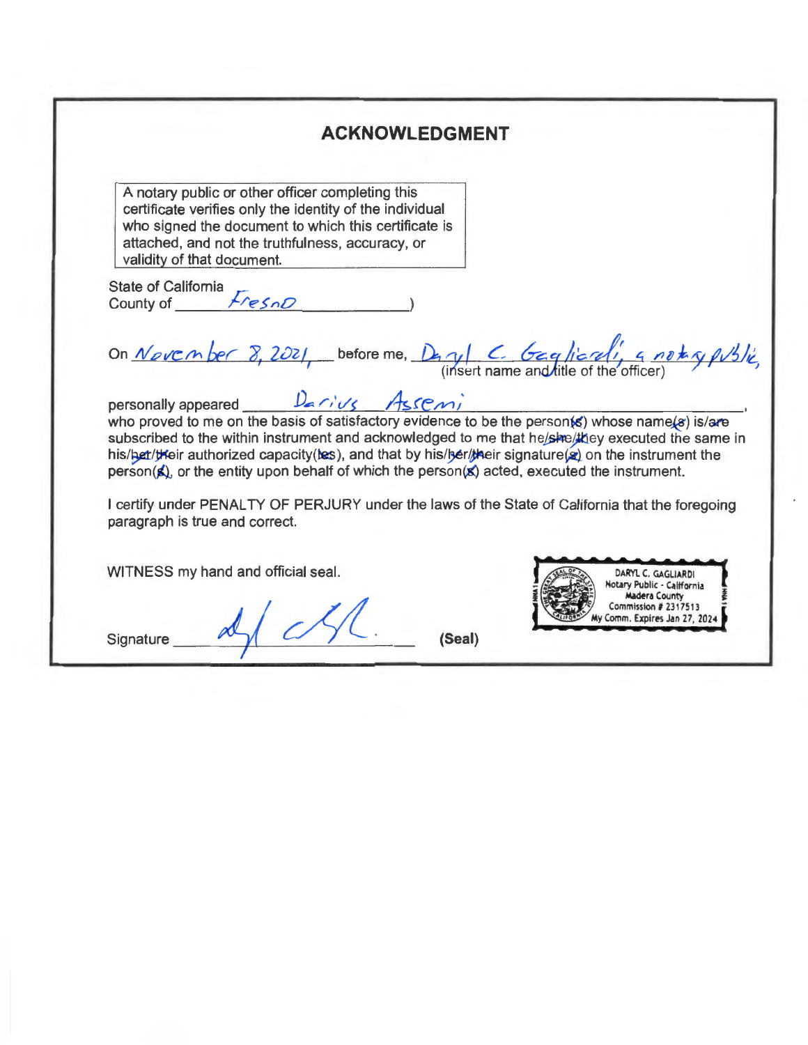## ACKNOWLEDGMENT

A notary public or other officer completing this certificate verifies only the identity of the individual who signed the document to which this certificate is attached, and not the truthfulness, accuracy, or validity of that document.

State of California
County of Fresno )

On November 8, 2021, before me, Daryl C. Gagliardi, a notary public, (insert name and title of the officer)

personally appeared Darius Assemi,
who proved to me on the basis of satisfactory evidence to be the person(s) whose name(s) is/are subscribed to the within instrument and acknowledged to me that he/she/they executed the same in his/her/their authorized capacity(ies), and that by his/her/their signature(s) on the instrument the person(s), or the entity upon behalf of which the person(s) acted, executed the instrument.

I certify under PENALTY OF PERJURY under the laws of the State of California that the foregoing paragraph is true and correct.

WITNESS my hand and official seal.

Signature [signature] (Seal)

DARYL C. GAGLIARDI
Notary Public - California
Madera County
Commission # 2317513
My Comm. Expires Jan 27, 2024